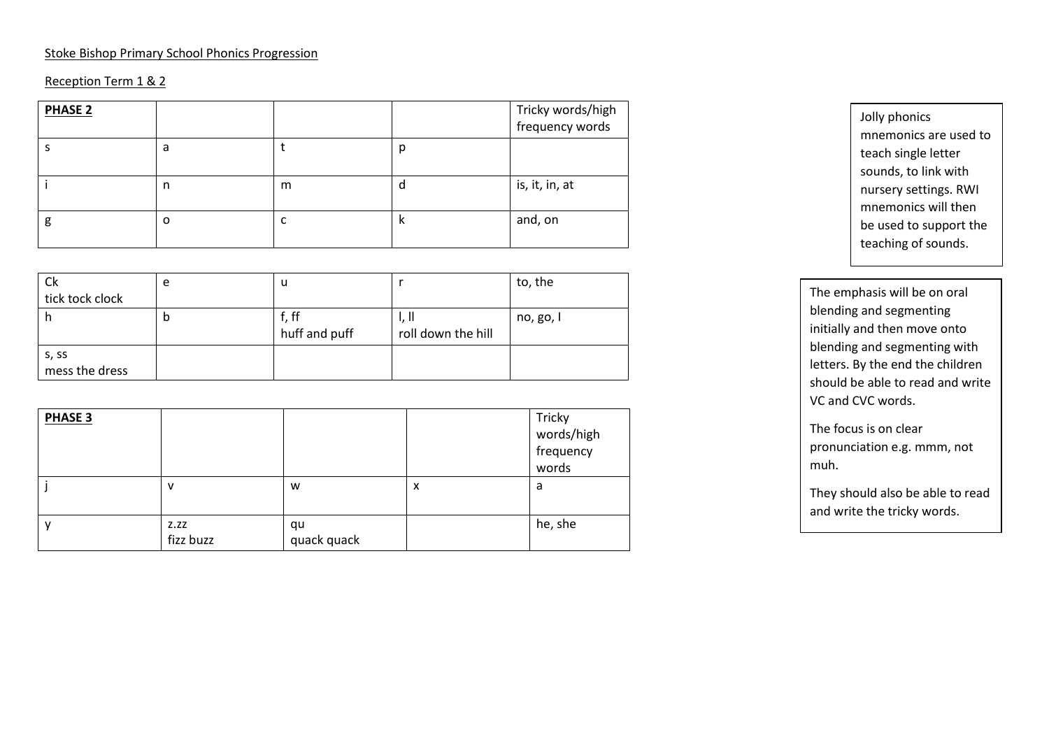Stoke Bishop Primary School Phonics Progression

Reception Term 1 & 2

| **PHASE 2** | | | | Tricky words/high frequency words |
|---|---|---|---|---|
| s | a | t | p | |
| i | n | m | d | is, it, in, at |
| g | o | c | k | and, on |
| Ck<br>tick tock clock | e | u | r | to, the |
| h | b | f, ff<br>huff and puff | l, ll<br>roll down the hill | no, go, I |
| s, ss<br>mess the dress | | | | |

| **PHASE 3** | | | | Tricky words/high frequency words |
|---|---|---|---|---|
| j | v | w | x | a |
| y | z.zz<br>fizz buzz | qu<br>quack quack | | he, she |

Jolly phonics mnemonics are used to teach single letter sounds, to link with nursery settings. RWI mnemonics will then be used to support the teaching of sounds.

The emphasis will be on oral blending and segmenting initially and then move onto blending and segmenting with letters. By the end the children should be able to read and write VC and CVC words.

The focus is on clear pronunciation e.g. mmm, not muh.

They should also be able to read and write the tricky words.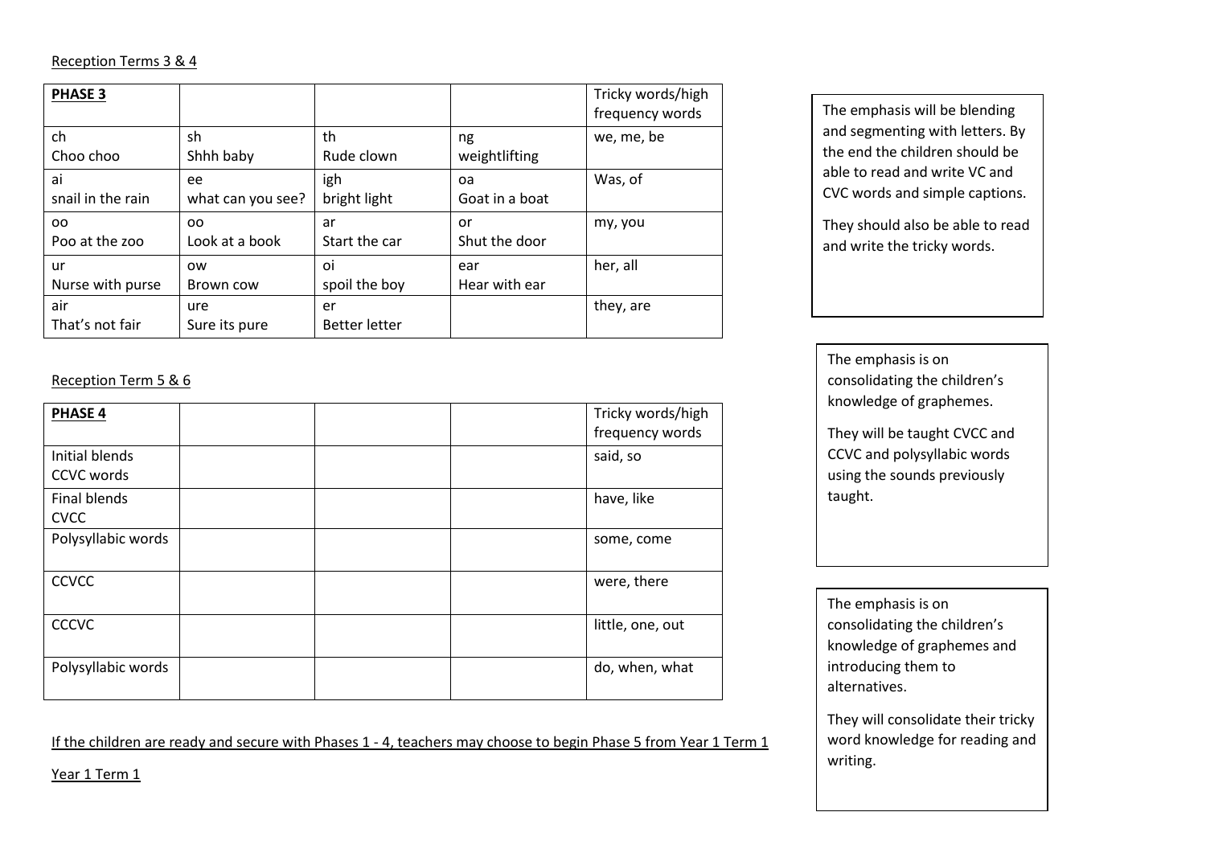Reception Terms 3 & 4

| **PHASE 3** | | | | Tricky words/high frequency words |
|---|---|---|---|---|
| ch<br>Choo choo | sh<br>Shhh baby | th<br>Rude clown | ng<br>weightlifting | we, me, be |
| ai<br>snail in the rain | ee<br>what can you see? | igh<br>bright light | oa<br>Goat in a boat | Was, of |
| oo<br>Poo at the zoo | oo<br>Look at a book | ar<br>Start the car | or<br>Shut the door | my, you |
| ur<br>Nurse with purse | ow<br>Brown cow | oi<br>spoil the boy | ear<br>Hear with ear | her, all |
| air<br>That's not fair | ure<br>Sure its pure | er<br>Better letter | | they, are |

The emphasis will be blending and segmenting with letters. By the end the children should be able to read and write VC and CVC words and simple captions.

They should also be able to read and write the tricky words.

Reception Term 5 & 6

| **PHASE 4** | | | | Tricky words/high frequency words |
|---|---|---|---|---|
| Initial blends<br>CCVC words | | | | said, so |
| Final blends<br>CVCC | | | | have, like |
| Polysyllabic words | | | | some, come |
| CCVCC | | | | were, there |
| CCCVC | | | | little, one, out |
| Polysyllabic words | | | | do, when, what |

The emphasis is on consolidating the children's knowledge of graphemes.

They will be taught CVCC and CCVC and polysyllabic words using the sounds previously taught.

If the children are ready and secure with Phases 1 - 4, teachers may choose to begin Phase 5 from Year 1 Term 1

Year 1 Term 1

The emphasis is on consolidating the children's knowledge of graphemes and introducing them to alternatives.

They will consolidate their tricky word knowledge for reading and writing.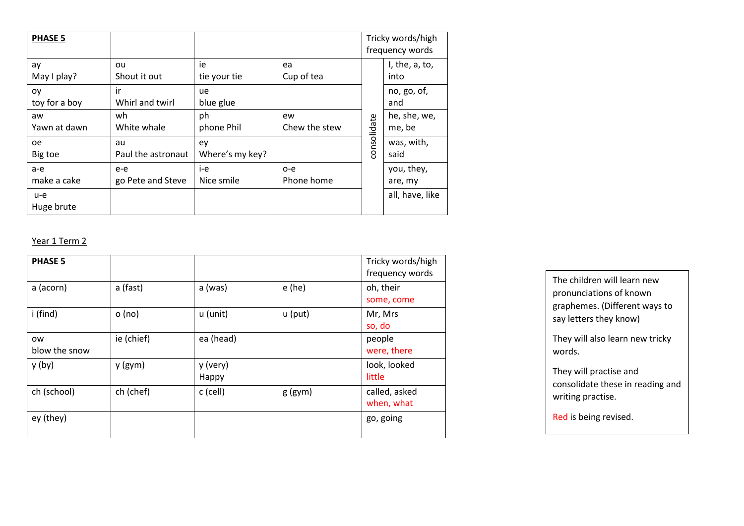| **PHASE 5** | | | | Tricky words/high frequency words | |
|---|---|---|---|---|---|
| ay<br>May I play? | ou<br>Shout it out | ie<br>tie your tie | ea<br>Cup of tea | consolidate | I, the, a, to, into |
| oy<br>toy for a boy | ir<br>Whirl and twirl | ue<br>blue glue | | | no, go, of, and |
| aw<br>Yawn at dawn | wh<br>White whale | ph<br>phone Phil | ew<br>Chew the stew | | he, she, we, me, be |
| oe<br>Big toe | au<br>Paul the astronaut | ey<br>Where's my key? | | | was, with, said |
| a-e<br>make a cake | e-e<br>go Pete and Steve | i-e<br>Nice smile | o-e<br>Phone home | | you, they, are, my |
| u-e<br>Huge brute | | | | | all, have, like |

Year 1 Term 2

| **PHASE 5** | | | | Tricky words/high frequency words |
|---|---|---|---|---|
| a (acorn) | a (fast) | a (was) | e (he) | oh, their<br>some, come |
| i (find) | o (no) | u (unit) | u (put) | Mr, Mrs<br>so, do |
| ow<br>blow the snow | ie (chief) | ea (head) | | people<br>were, there |
| y (by) | y (gym) | y (very)<br>Happy | | look, looked<br>little |
| ch (school) | ch (chef) | c (cell) | g (gym) | called, asked<br>when, what |
| ey (they) | | | | go, going |

The children will learn new pronunciations of known graphemes. (Different ways to say letters they know)

They will also learn new tricky words.

They will practise and consolidate these in reading and writing practise.

Red is being revised.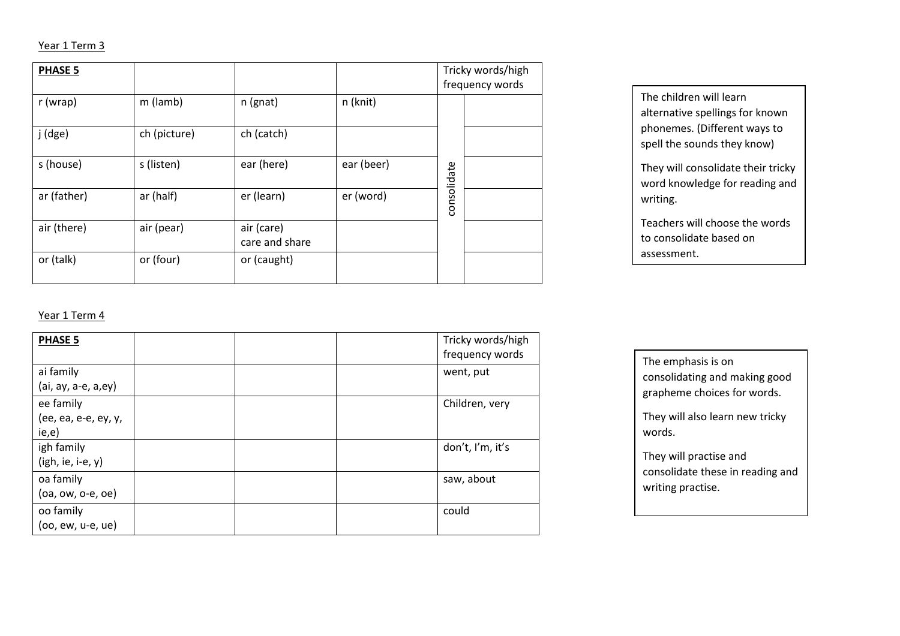Year 1 Term 3

| **PHASE 5** | | | | Tricky words/high frequency words | |
| --- | --- | --- | --- | --- | --- |
| r (wrap) | m (lamb) | n (gnat) | n (knit) | consolidate | |
| j (dge) | ch (picture) | ch (catch) | | | |
| s (house) | s (listen) | ear (here) | ear (beer) | | |
| ar (father) | ar (half) | er (learn) | er (word) | | |
| air (there) | air (pear) | air (care) care and share | | | |
| or (talk) | or (four) | or (caught) | | | |

The children will learn alternative spellings for known phonemes. (Different ways to spell the sounds they know)

They will consolidate their tricky word knowledge for reading and writing.

Teachers will choose the words to consolidate based on assessment.

Year 1 Term 4

| **PHASE 5** | | | | Tricky words/high frequency words |
| --- | --- | --- | --- | --- |
| ai family (ai, ay, a-e, a,ey) | | | | went, put |
| ee family (ee, ea, e-e, ey, y, ie,e) | | | | Children, very |
| igh family (igh, ie, i-e, y) | | | | don't, I'm, it's |
| oa family (oa, ow, o-e, oe) | | | | saw, about |
| oo family (oo, ew, u-e, ue) | | | | could |

The emphasis is on consolidating and making good grapheme choices for words.

They will also learn new tricky words.

They will practise and consolidate these in reading and writing practise.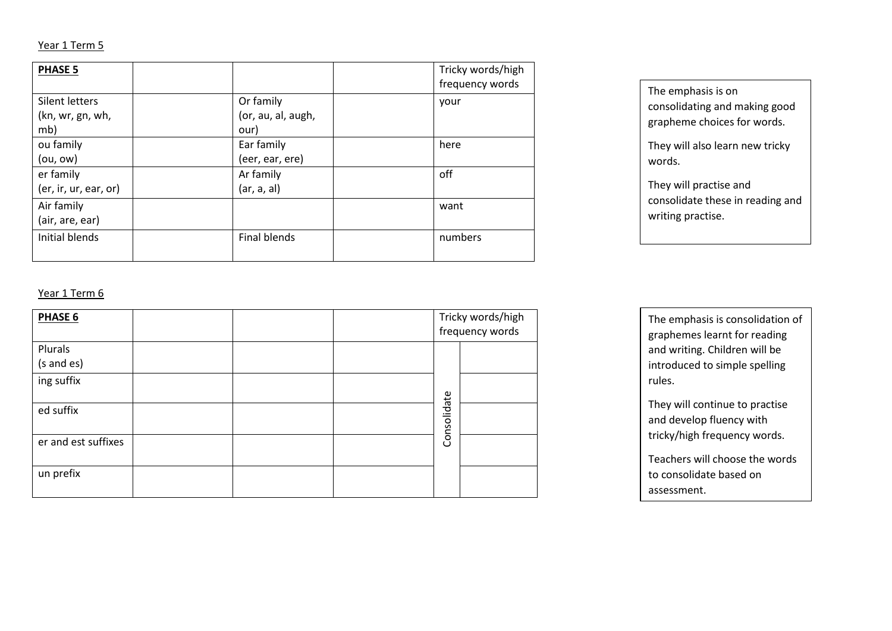Year 1 Term 5

| **PHASE 5** | | | | Tricky words/high frequency words |
|---|---|---|---|---|
| Silent letters (kn, wr, gn, wh, mb) | | Or family (or, au, al, augh, our) | | your |
| ou family (ou, ow) | | Ear family (eer, ear, ere) | | here |
| er family (er, ir, ur, ear, or) | | Ar family (ar, a, al) | | off |
| Air family (air, are, ear) | | | | want |
| Initial blends | | Final blends | | numbers |

The emphasis is on consolidating and making good grapheme choices for words.

They will also learn new tricky words.

They will practise and consolidate these in reading and writing practise.

Year 1 Term 6

| **PHASE 6** | | | | Tricky words/high frequency words | |
|---|---|---|---|---|---|
| Plurals (s and es) | | | | Consolidate | |
| ing suffix | | | | | |
| ed suffix | | | | | |
| er and est suffixes | | | | | |
| un prefix | | | | | |

The emphasis is consolidation of graphemes learnt for reading and writing. Children will be introduced to simple spelling rules.

They will continue to practise and develop fluency with tricky/high frequency words.

Teachers will choose the words to consolidate based on assessment.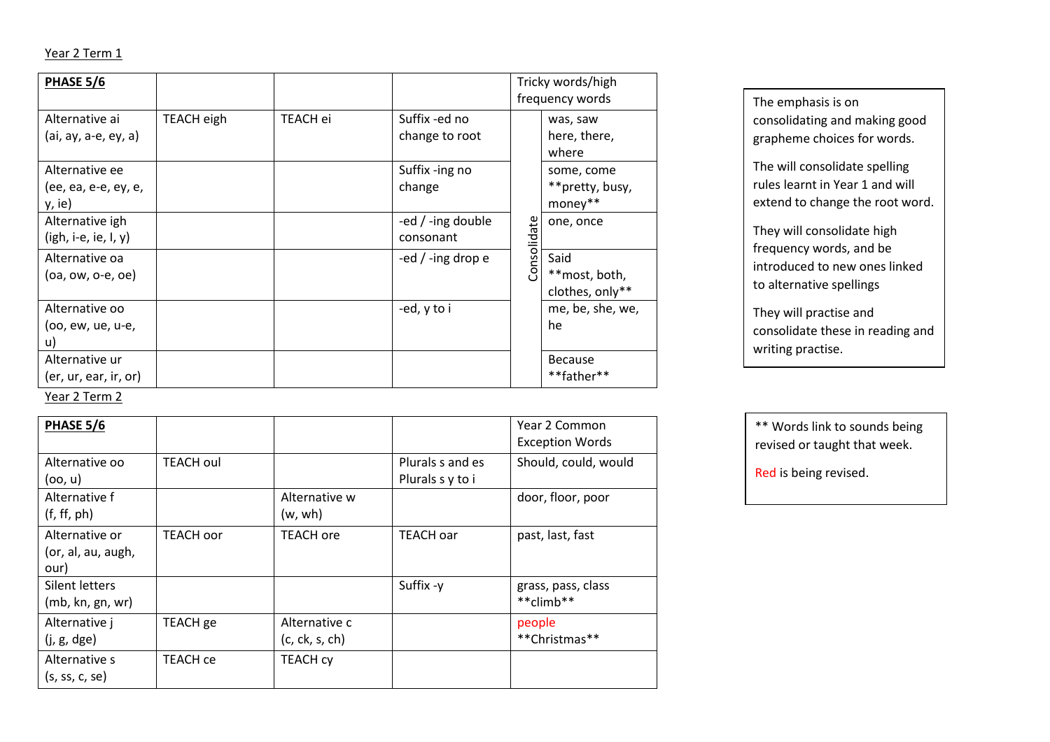Year 2 Term 1

| **PHASE 5/6** | | | | Tricky words/high frequency words | |
|---|---|---|---|---|---|
| Alternative ai (ai, ay, a-e, ey, a) | TEACH eigh | TEACH ei | Suffix -ed no change to root | Consolidate | was, saw here, there, where |
| Alternative ee (ee, ea, e-e, ey, e, y, ie) | | | Suffix -ing no change | | some, come **pretty, busy, money** |
| Alternative igh (igh, i-e, ie, I, y) | | | -ed / -ing double consonant | | one, once |
| Alternative oa (oa, ow, o-e, oe) | | | -ed / -ing drop e | | Said **most, both, clothes, only** |
| Alternative oo (oo, ew, ue, u-e, u) | | | -ed, y to i | | me, be, she, we, he |
| Alternative ur (er, ur, ear, ir, or) | | | | | Because **father** |

Year 2 Term 2

| **PHASE 5/6** | | | | Year 2 Common Exception Words |
|---|---|---|---|---|
| Alternative oo (oo, u) | TEACH oul | | Plurals s and es Plurals s y to i | Should, could, would |
| Alternative f (f, ff, ph) | | Alternative w (w, wh) | | door, floor, poor |
| Alternative or (or, al, au, augh, our) | TEACH oor | TEACH ore | TEACH oar | past, last, fast |
| Silent letters (mb, kn, gn, wr) | | | Suffix -y | grass, pass, class **climb** |
| Alternative j (j, g, dge) | TEACH ge | Alternative c (c, ck, s, ch) | | people **Christmas** |
| Alternative s (s, ss, c, se) | TEACH ce | TEACH cy | | |

The emphasis is on consolidating and making good grapheme choices for words.

The will consolidate spelling rules learnt in Year 1 and will extend to change the root word.

They will consolidate high frequency words, and be introduced to new ones linked to alternative spellings

They will practise and consolidate these in reading and writing practise.

** Words link to sounds being revised or taught that week.

Red is being revised.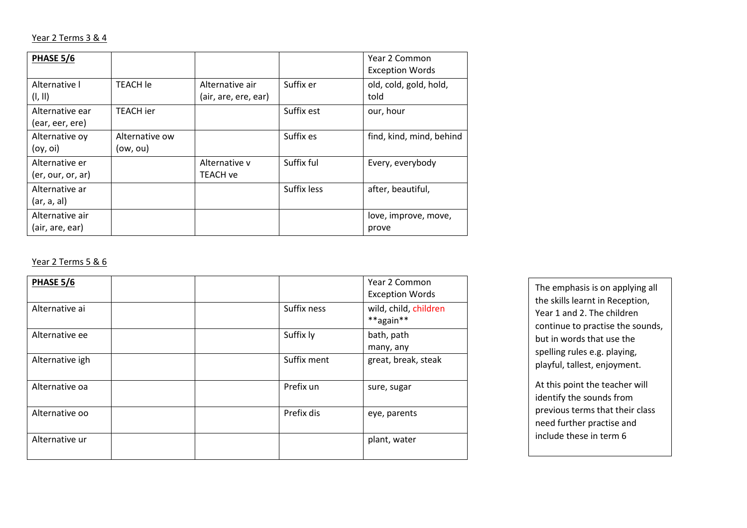Year 2 Terms 3 & 4

| **PHASE 5/6** | | | | Year 2 Common Exception Words |
|---|---|---|---|---|
| Alternative l (l, ll) | TEACH le | Alternative air (air, are, ere, ear) | Suffix er | old, cold, gold, hold, told |
| Alternative ear (ear, eer, ere) | TEACH ier | | Suffix est | our, hour |
| Alternative oy (oy, oi) | Alternative ow (ow, ou) | | Suffix es | find, kind, mind, behind |
| Alternative er (er, our, or, ar) | | Alternative v TEACH ve | Suffix ful | Every, everybody |
| Alternative ar (ar, a, al) | | | Suffix less | after, beautiful, |
| Alternative air (air, are, ear) | | | | love, improve, move, prove |

Year 2 Terms 5 & 6

| **PHASE 5/6** | | | | Year 2 Common Exception Words |
|---|---|---|---|---|
| Alternative ai | | | Suffix ness | wild, child, children **again** |
| Alternative ee | | | Suffix ly | bath, path many, any |
| Alternative igh | | | Suffix ment | great, break, steak |
| Alternative oa | | | Prefix un | sure, sugar |
| Alternative oo | | | Prefix dis | eye, parents |
| Alternative ur | | | | plant, water |

The emphasis is on applying all the skills learnt in Reception, Year 1 and 2. The children continue to practise the sounds, but in words that use the spelling rules e.g. playing, playful, tallest, enjoyment.

At this point the teacher will identify the sounds from previous terms that their class need further practise and include these in term 6